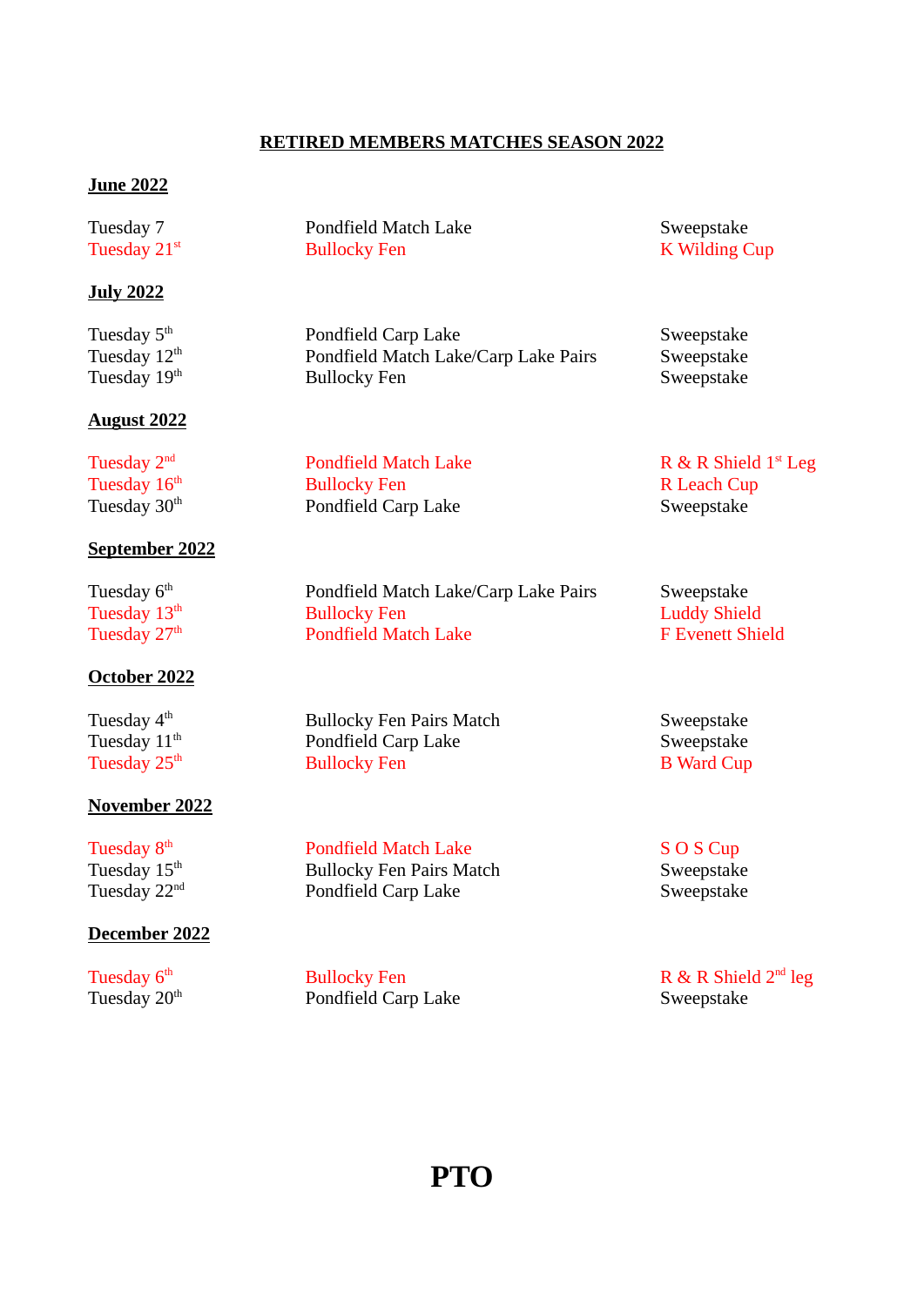# RETIRED MEMBERS MATCHES SEASON 2022

## June 2022

| | | |
|---|---|---|
| Tuesday 7 | Pondfield Match Lake | Sweepstake |
| Tuesday 21st | Bullocky Fen | K Wilding Cup |

## July 2022

| | | |
|---|---|---|
| Tuesday 5th | Pondfield Carp Lake | Sweepstake |
| Tuesday 12th | Pondfield Match Lake/Carp Lake Pairs | Sweepstake |
| Tuesday 19th | Bullocky Fen | Sweepstake |

## August 2022

| | | |
|---|---|---|
| Tuesday 2nd | Pondfield Match Lake | R & R Shield 1st Leg |
| Tuesday 16th | Bullocky Fen | R Leach Cup |
| Tuesday 30th | Pondfield Carp Lake | Sweepstake |

## September 2022

| | | |
|---|---|---|
| Tuesday 6th | Pondfield Match Lake/Carp Lake Pairs | Sweepstake |
| Tuesday 13th | Bullocky Fen | Luddy Shield |
| Tuesday 27th | Pondfield Match Lake | F Evenett Shield |

## October 2022

| | | |
|---|---|---|
| Tuesday 4th | Bullocky Fen Pairs Match | Sweepstake |
| Tuesday 11th | Pondfield Carp Lake | Sweepstake |
| Tuesday 25th | Bullocky Fen | B Ward Cup |

## November 2022

| | | |
|---|---|---|
| Tuesday 8th | Pondfield Match Lake | S O S Cup |
| Tuesday 15th | Bullocky Fen Pairs Match | Sweepstake |
| Tuesday 22nd | Pondfield Carp Lake | Sweepstake |

## December 2022

| | | |
|---|---|---|
| Tuesday 6th | Bullocky Fen | R & R Shield 2nd leg |
| Tuesday 20th | Pondfield Carp Lake | Sweepstake |

**PTO**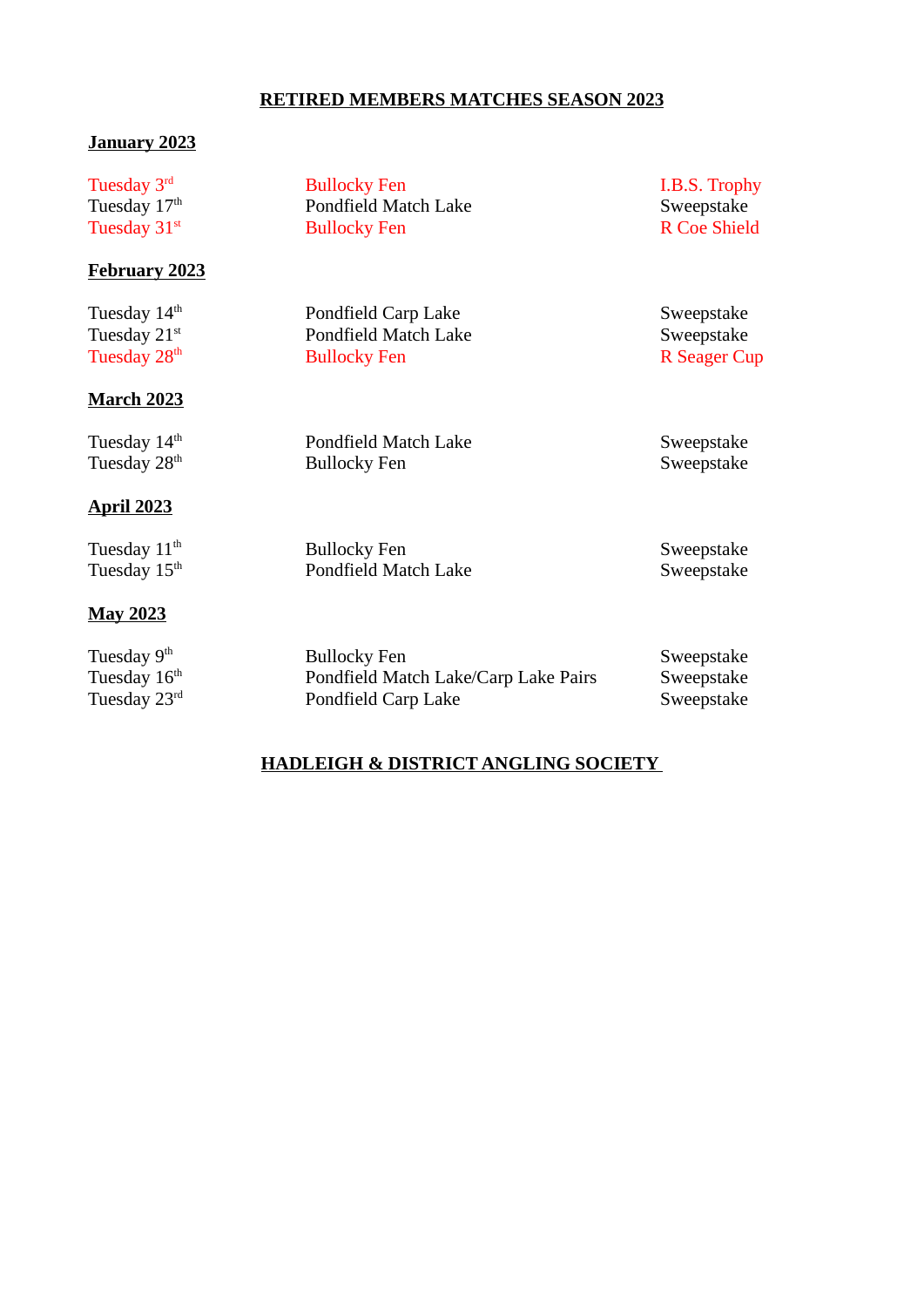## RETIRED MEMBERS MATCHES SEASON 2023

### January 2023

| | | |
|---|---|---|
| Tuesday 3rd | Bullocky Fen | I.B.S. Trophy |
| Tuesday 17th | Pondfield Match Lake | Sweepstake |
| Tuesday 31st | Bullocky Fen | R Coe Shield |

### February 2023

| | | |
|---|---|---|
| Tuesday 14th | Pondfield Carp Lake | Sweepstake |
| Tuesday 21st | Pondfield Match Lake | Sweepstake |
| Tuesday 28th | Bullocky Fen | R Seager Cup |

### March 2023

| | | |
|---|---|---|
| Tuesday 14th | Pondfield Match Lake | Sweepstake |
| Tuesday 28th | Bullocky Fen | Sweepstake |

### April 2023

| | | |
|---|---|---|
| Tuesday 11th | Bullocky Fen | Sweepstake |
| Tuesday 15th | Pondfield Match Lake | Sweepstake |

### May 2023

| | | |
|---|---|---|
| Tuesday 9th | Bullocky Fen | Sweepstake |
| Tuesday 16th | Pondfield Match Lake/Carp Lake Pairs | Sweepstake |
| Tuesday 23rd | Pondfield Carp Lake | Sweepstake |

**HADLEIGH & DISTRICT ANGLING SOCIETY**